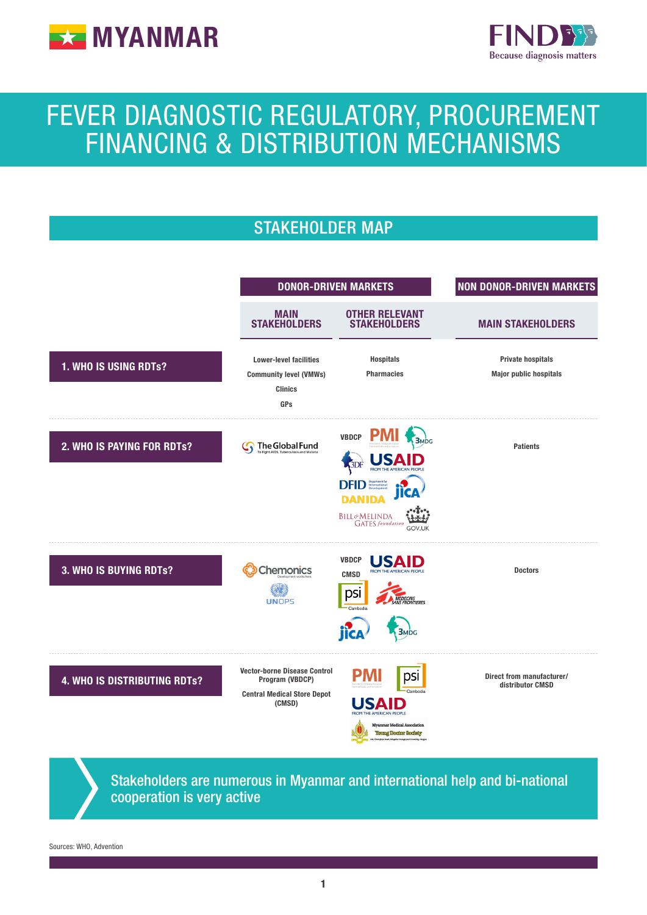# MYANMAR

# FEVER DIAGNOSTIC REGULATORY, PROCUREMENT FINANCING & DISTRIBUTION MECHANISMS

## STAKEHOLDER MAP

| | DONOR-DRIVEN MARKETS | | NON DONOR-DRIVEN MARKETS |
|---|---|---|---|
| | MAIN STAKEHOLDERS | OTHER RELEVANT STAKEHOLDERS | MAIN STAKEHOLDERS |
| **1. WHO IS USING RDTs?** | Lower-level facilities<br>Community level (VMWs)<br>Clinics<br>GPs | Hospitals<br>Pharmacies | Private hospitals<br>Major public hospitals |
| **2. WHO IS PAYING FOR RDTs?** | The Global Fund | VBDCP<br>PMI<br>3MDG<br>3DF<br>USAID<br>DFID<br>JICA<br>DANIDA<br>Bill & Melinda Gates foundation<br>GOV.UK | Patients |
| **3. WHO IS BUYING RDTs?** | Chemonics<br>UNOPS | VBDCP<br>USAID<br>CMSD<br>psi Cambodia<br>Médecins Sans Frontières<br>JICA<br>3MDG | Doctors |
| **4. WHO IS DISTRIBUTING RDTs?** | Vector-borne Disease Control Program (VBDCP)<br>Central Medical Store Depot (CMSD) | PMI<br>psi Cambodia<br>USAID<br>Myanmar Medical Association Young Doctor Society | Direct from manufacturer/ distributor CMSD |

Stakeholders are numerous in Myanmar and international help and bi-national cooperation is very active

Sources: WHO, Advention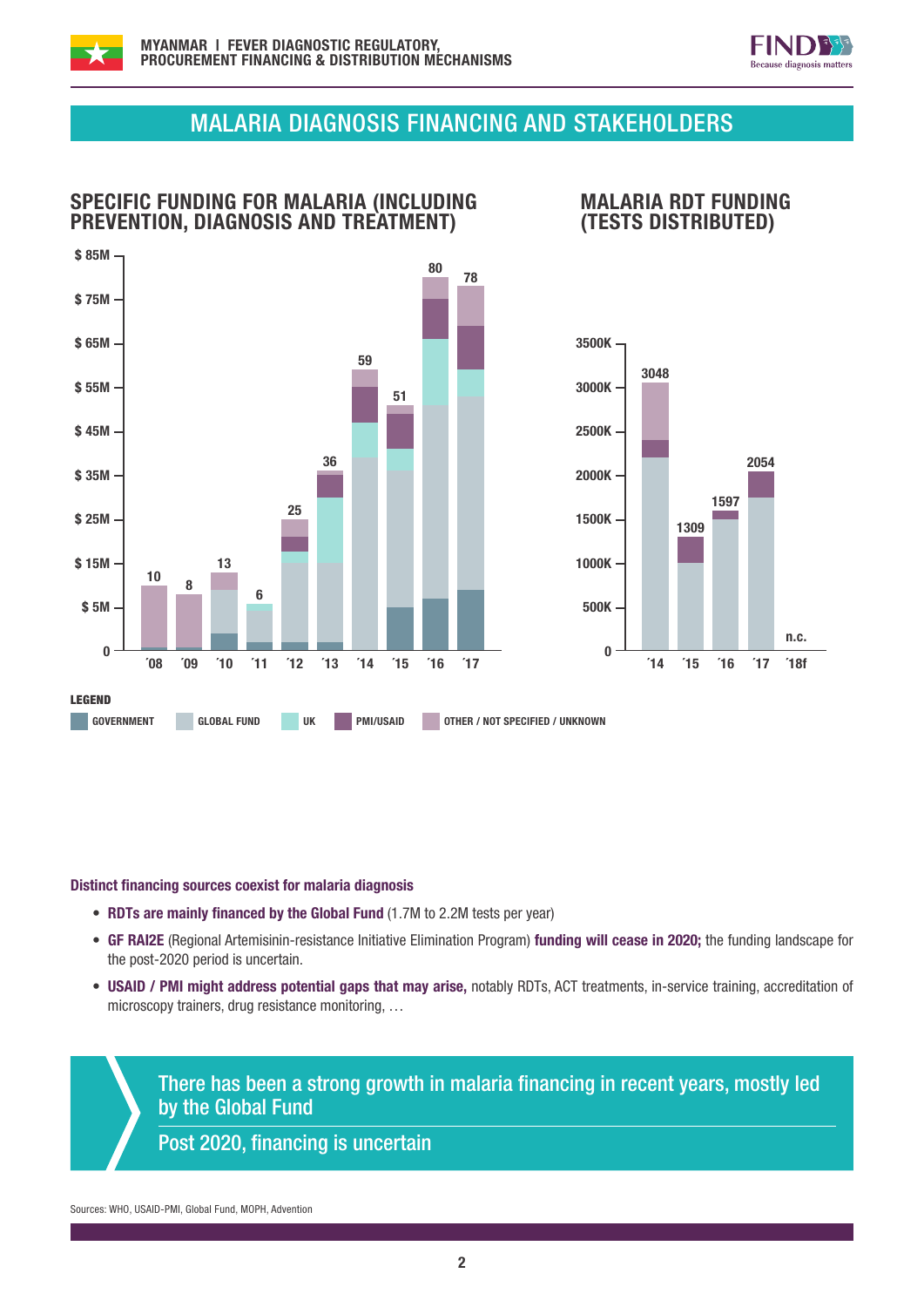## MALARIA DIAGNOSIS FINANCING AND STAKEHOLDERS

### SPECIFIC FUNDING FOR MALARIA (INCLUDING PREVENTION, DIAGNOSIS AND TREATMENT)

| Year | '08 | '09 | '10 | '11 | '12 | '13 | '14 | '15 | '16 | '17 |
|---|---|---|---|---|---|---|---|---|---|---|
| Total ($M) | 10 | 8 | 13 | 6 | 25 | 36 | 59 | 51 | 80 | 78 |

### MALARIA RDT FUNDING (TESTS DISTRIBUTED)

| Year | '14 | '15 | '16 | '17 | '18f |
|---|---|---|---|---|---|
| Tests (K) | 3048 | 1309 | 1597 | 2054 | n.c. |

**LEGEND**

GOVERNMENT | GLOBAL FUND | UK | PMI/USAID | OTHER / NOT SPECIFIED / UNKNOWN

**Distinct financing sources coexist for malaria diagnosis**

- **RDTs are mainly financed by the Global Fund** (1.7M to 2.2M tests per year)
- **GF RAI2E** (Regional Artemisinin-resistance Initiative Elimination Program) **funding will cease in 2020;** the funding landscape for the post-2020 period is uncertain.
- **USAID / PMI might address potential gaps that may arise,** notably RDTs, ACT treatments, in-service training, accreditation of microscopy trainers, drug resistance monitoring, …

There has been a strong growth in malaria financing in recent years, mostly led by the Global Fund

Post 2020, financing is uncertain

Sources: WHO, USAID-PMI, Global Fund, MOPH, Advention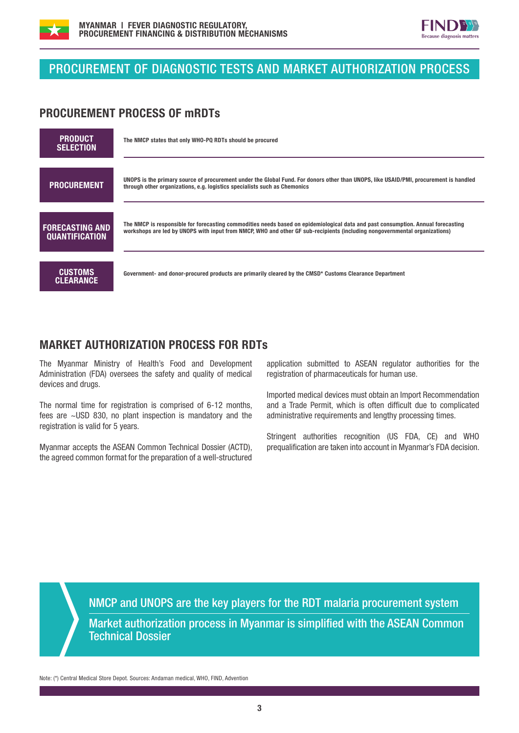# PROCUREMENT OF DIAGNOSTIC TESTS AND MARKET AUTHORIZATION PROCESS

## PROCUREMENT PROCESS OF mRDTs

| | |
|---|---|
| **PRODUCT SELECTION** | The NMCP states that only WHO-PQ RDTs should be procured |
| **PROCUREMENT** | UNOPS is the primary source of procurement under the Global Fund. For donors other than UNOPS, like USAID/PMI, procurement is handled through other organizations, e.g. logistics specialists such as Chemonics |
| **FORECASTING AND QUANTIFICATION** | The NMCP is responsible for forecasting commodities needs based on epidemiological data and past consumption. Annual forecasting workshops are led by UNOPS with input from NMCP, WHO and other GF sub-recipients (including nongovernmental organizations) |
| **CUSTOMS CLEARANCE** | Government- and donor-procured products are primarily cleared by the CMSD* Customs Clearance Department |

## MARKET AUTHORIZATION PROCESS FOR RDTs

The Myanmar Ministry of Health's Food and Development Administration (FDA) oversees the safety and quality of medical devices and drugs.

The normal time for registration is comprised of 6-12 months, fees are ~USD 830, no plant inspection is mandatory and the registration is valid for 5 years.

Myanmar accepts the ASEAN Common Technical Dossier (ACTD), the agreed common format for the preparation of a well-structured application submitted to ASEAN regulator authorities for the registration of pharmaceuticals for human use.

Imported medical devices must obtain an Import Recommendation and a Trade Permit, which is often difficult due to complicated administrative requirements and lengthy processing times.

Stringent authorities recognition (US FDA, CE) and WHO prequalification are taken into account in Myanmar's FDA decision.

> NMCP and UNOPS are the key players for the RDT malaria procurement system
>
> Market authorization process in Myanmar is simplified with the ASEAN Common Technical Dossier

Note: (*) Central Medical Store Depot. Sources: Andaman medical, WHO, FIND, Advention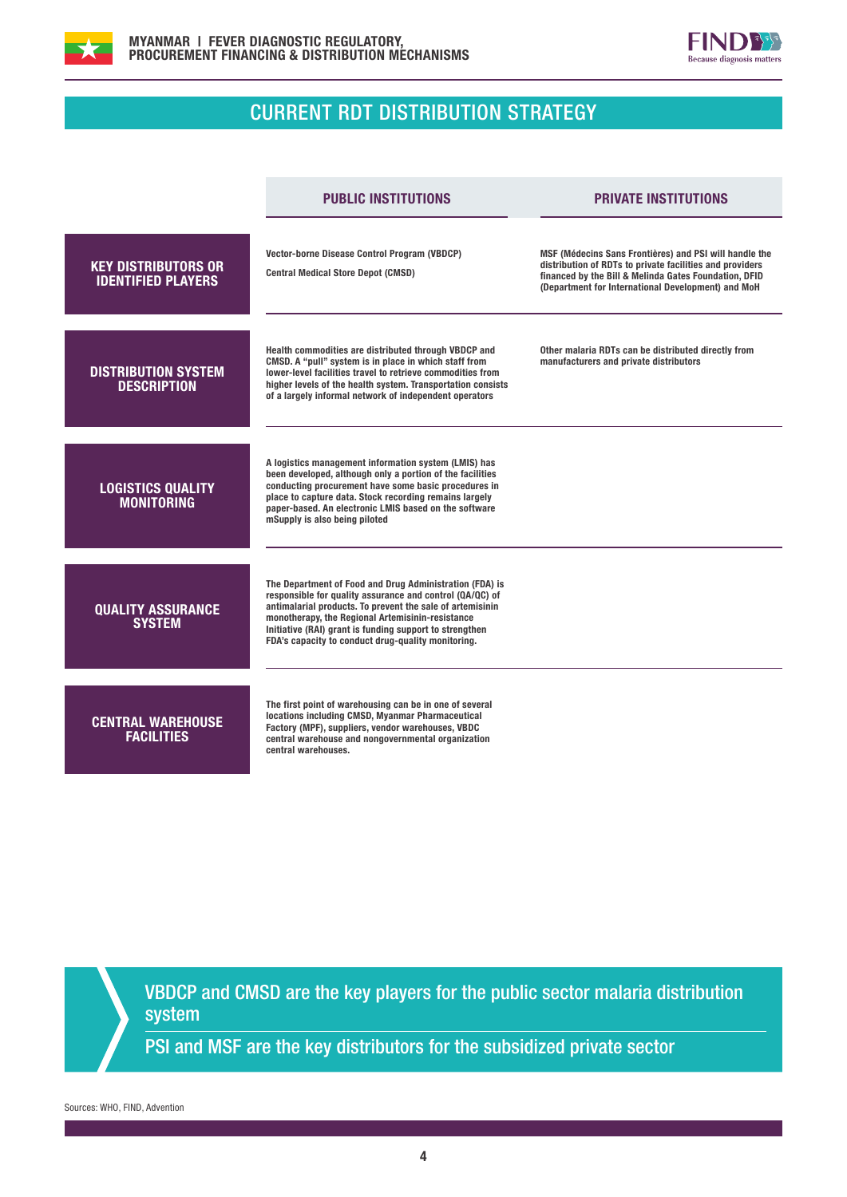## CURRENT RDT DISTRIBUTION STRATEGY

| | PUBLIC INSTITUTIONS | PRIVATE INSTITUTIONS |
|---|---|---|
| **KEY DISTRIBUTORS OR IDENTIFIED PLAYERS** | Vector-borne Disease Control Program (VBDCP)<br>Central Medical Store Depot (CMSD) | MSF (Médecins Sans Frontières) and PSI will handle the distribution of RDTs to private facilities and providers financed by the Bill & Melinda Gates Foundation, DFID (Department for International Development) and MoH |
| **DISTRIBUTION SYSTEM DESCRIPTION** | Health commodities are distributed through VBDCP and CMSD. A "pull" system is in place in which staff from lower-level facilities travel to retrieve commodities from higher levels of the health system. Transportation consists of a largely informal network of independent operators | Other malaria RDTs can be distributed directly from manufacturers and private distributors |
| **LOGISTICS QUALITY MONITORING** | A logistics management information system (LMIS) has been developed, although only a portion of the facilities conducting procurement have some basic procedures in place to capture data. Stock recording remains largely paper-based. An electronic LMIS based on the software mSupply is also being piloted | |
| **QUALITY ASSURANCE SYSTEM** | The Department of Food and Drug Administration (FDA) is responsible for quality assurance and control (QA/QC) of antimalarial products. To prevent the sale of artemisinin monotherapy, the Regional Artemisinin-resistance Initiative (RAI) grant is funding support to strengthen FDA's capacity to conduct drug-quality monitoring. | |
| **CENTRAL WAREHOUSE FACILITIES** | The first point of warehousing can be in one of several locations including CMSD, Myanmar Pharmaceutical Factory (MPF), suppliers, vendor warehouses, VBDC central warehouse and nongovernmental organization central warehouses. | |

VBDCP and CMSD are the key players for the public sector malaria distribution system

PSI and MSF are the key distributors for the subsidized private sector

Sources: WHO, FIND, Advention